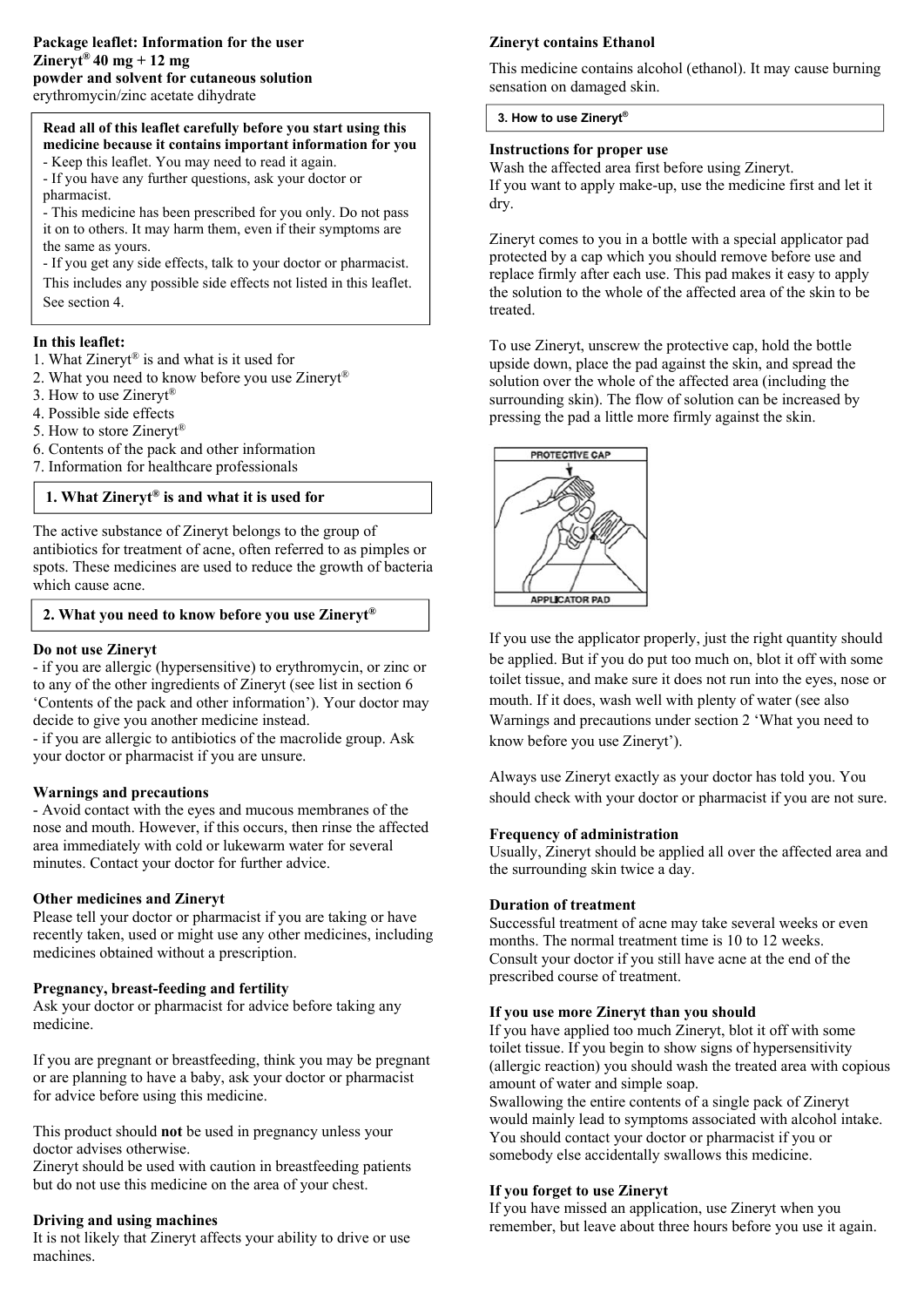**Package leaflet: Information for the user**
**Zineryt® 40 mg + 12 mg**
**powder and solvent for cutaneous solution**
erythromycin/zinc acetate dihydrate

**Read all of this leaflet carefully before you start using this medicine because it contains important information for you**
- Keep this leaflet. You may need to read it again.
- If you have any further questions, ask your doctor or pharmacist.
- This medicine has been prescribed for you only. Do not pass it on to others. It may harm them, even if their symptoms are the same as yours.
- If you get any side effects, talk to your doctor or pharmacist. This includes any possible side effects not listed in this leaflet. See section 4.

**In this leaflet:**
1. What Zineryt® is and what is it used for
2. What you need to know before you use Zineryt®
3. How to use Zineryt®
4. Possible side effects
5. How to store Zineryt®
6. Contents of the pack and other information
7. Information for healthcare professionals

## 1. What Zineryt® is and what it is used for

The active substance of Zineryt belongs to the group of antibiotics for treatment of acne, often referred to as pimples or spots. These medicines are used to reduce the growth of bacteria which cause acne.

## 2. What you need to know before you use Zineryt®

**Do not use Zineryt**
- if you are allergic (hypersensitive) to erythromycin, or zinc or to any of the other ingredients of Zineryt (see list in section 6 'Contents of the pack and other information'). Your doctor may decide to give you another medicine instead.
- if you are allergic to antibiotics of the macrolide group. Ask your doctor or pharmacist if you are unsure.

**Warnings and precautions**
- Avoid contact with the eyes and mucous membranes of the nose and mouth. However, if this occurs, then rinse the affected area immediately with cold or lukewarm water for several minutes. Contact your doctor for further advice.

**Other medicines and Zineryt**
Please tell your doctor or pharmacist if you are taking or have recently taken, used or might use any other medicines, including medicines obtained without a prescription.

**Pregnancy, breast-feeding and fertility**
Ask your doctor or pharmacist for advice before taking any medicine.

If you are pregnant or breastfeeding, think you may be pregnant or are planning to have a baby, ask your doctor or pharmacist for advice before using this medicine.

This product should **not** be used in pregnancy unless your doctor advises otherwise.
Zineryt should be used with caution in breastfeeding patients but do not use this medicine on the area of your chest.

**Driving and using machines**
It is not likely that Zineryt affects your ability to drive or use machines.

**Zineryt contains Ethanol**

This medicine contains alcohol (ethanol). It may cause burning sensation on damaged skin.

## 3. How to use Zineryt®

**Instructions for proper use**
Wash the affected area first before using Zineryt.
If you want to apply make-up, use the medicine first and let it dry.

Zineryt comes to you in a bottle with a special applicator pad protected by a cap which you should remove before use and replace firmly after each use. This pad makes it easy to apply the solution to the whole of the affected area of the skin to be treated.

To use Zineryt, unscrew the protective cap, hold the bottle upside down, place the pad against the skin, and spread the solution over the whole of the affected area (including the surrounding skin). The flow of solution can be increased by pressing the pad a little more firmly against the skin.

PROTECTIVE CAP

APPLICATOR PAD

If you use the applicator properly, just the right quantity should be applied. But if you do put too much on, blot it off with some toilet tissue, and make sure it does not run into the eyes, nose or mouth. If it does, wash well with plenty of water (see also Warnings and precautions under section 2 'What you need to know before you use Zineryt').

Always use Zineryt exactly as your doctor has told you. You should check with your doctor or pharmacist if you are not sure.

**Frequency of administration**
Usually, Zineryt should be applied all over the affected area and the surrounding skin twice a day.

**Duration of treatment**
Successful treatment of acne may take several weeks or even months. The normal treatment time is 10 to 12 weeks.
Consult your doctor if you still have acne at the end of the prescribed course of treatment.

**If you use more Zineryt than you should**
If you have applied too much Zineryt, blot it off with some toilet tissue. If you begin to show signs of hypersensitivity (allergic reaction) you should wash the treated area with copious amount of water and simple soap.
Swallowing the entire contents of a single pack of Zineryt would mainly lead to symptoms associated with alcohol intake. You should contact your doctor or pharmacist if you or somebody else accidentally swallows this medicine.

**If you forget to use Zineryt**
If you have missed an application, use Zineryt when you remember, but leave about three hours before you use it again.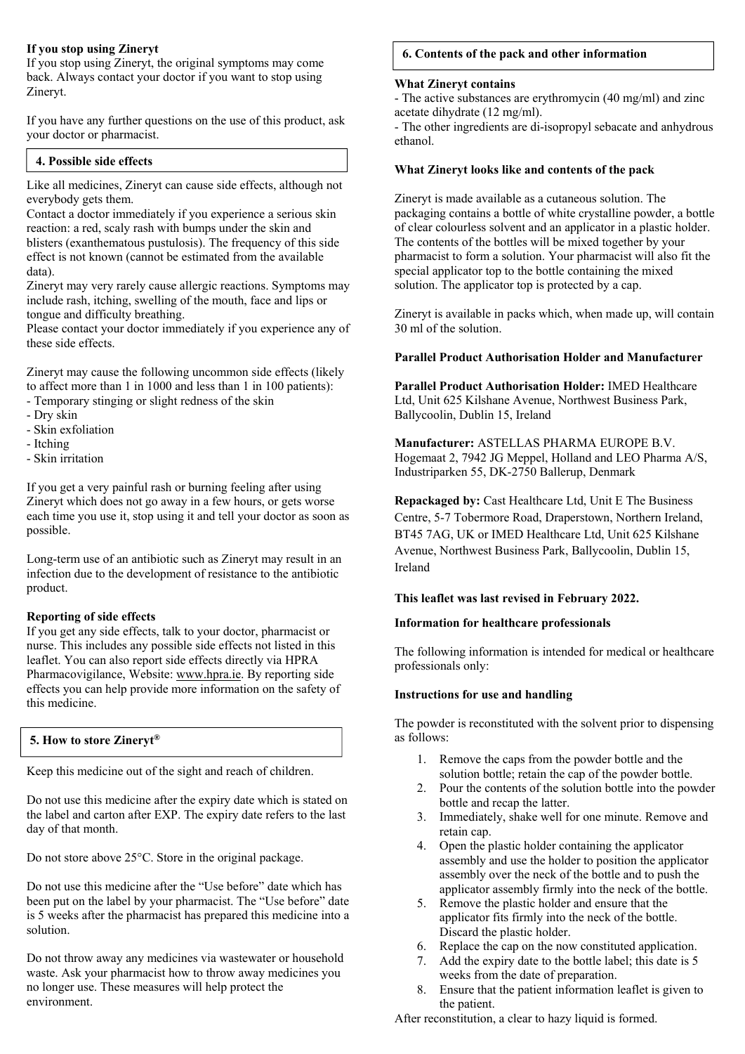**If you stop using Zineryt**

If you stop using Zineryt, the original symptoms may come back. Always contact your doctor if you want to stop using Zineryt.

If you have any further questions on the use of this product, ask your doctor or pharmacist.

## 4. Possible side effects

Like all medicines, Zineryt can cause side effects, although not everybody gets them.

Contact a doctor immediately if you experience a serious skin reaction: a red, scaly rash with bumps under the skin and blisters (exanthematous pustulosis). The frequency of this side effect is not known (cannot be estimated from the available data).

Zineryt may very rarely cause allergic reactions. Symptoms may include rash, itching, swelling of the mouth, face and lips or tongue and difficulty breathing.

Please contact your doctor immediately if you experience any of these side effects.

Zineryt may cause the following uncommon side effects (likely to affect more than 1 in 1000 and less than 1 in 100 patients):

- Temporary stinging or slight redness of the skin
- Dry skin
- Skin exfoliation
- Itching
- Skin irritation

If you get a very painful rash or burning feeling after using Zineryt which does not go away in a few hours, or gets worse each time you use it, stop using it and tell your doctor as soon as possible.

Long-term use of an antibiotic such as Zineryt may result in an infection due to the development of resistance to the antibiotic product.

**Reporting of side effects**

If you get any side effects, talk to your doctor, pharmacist or nurse. This includes any possible side effects not listed in this leaflet. You can also report side effects directly via HPRA Pharmacovigilance, Website: www.hpra.ie. By reporting side effects you can help provide more information on the safety of this medicine.

## 5. How to store Zineryt®

Keep this medicine out of the sight and reach of children.

Do not use this medicine after the expiry date which is stated on the label and carton after EXP. The expiry date refers to the last day of that month.

Do not store above 25°C. Store in the original package.

Do not use this medicine after the "Use before" date which has been put on the label by your pharmacist. The "Use before" date is 5 weeks after the pharmacist has prepared this medicine into a solution.

Do not throw away any medicines via wastewater or household waste. Ask your pharmacist how to throw away medicines you no longer use. These measures will help protect the environment.

## 6. Contents of the pack and other information

**What Zineryt contains**

- The active substances are erythromycin (40 mg/ml) and zinc acetate dihydrate (12 mg/ml).
- The other ingredients are di-isopropyl sebacate and anhydrous ethanol.

**What Zineryt looks like and contents of the pack**

Zineryt is made available as a cutaneous solution. The packaging contains a bottle of white crystalline powder, a bottle of clear colourless solvent and an applicator in a plastic holder. The contents of the bottles will be mixed together by your pharmacist to form a solution. Your pharmacist will also fit the special applicator top to the bottle containing the mixed solution. The applicator top is protected by a cap.

Zineryt is available in packs which, when made up, will contain 30 ml of the solution.

**Parallel Product Authorisation Holder and Manufacturer**

**Parallel Product Authorisation Holder:** IMED Healthcare Ltd, Unit 625 Kilshane Avenue, Northwest Business Park, Ballycoolin, Dublin 15, Ireland

**Manufacturer:** ASTELLAS PHARMA EUROPE B.V. Hogemaat 2, 7942 JG Meppel, Holland and LEO Pharma A/S, Industriparken 55, DK-2750 Ballerup, Denmark

**Repackaged by:** Cast Healthcare Ltd, Unit E The Business Centre, 5-7 Tobermore Road, Draperstown, Northern Ireland, BT45 7AG, UK or IMED Healthcare Ltd, Unit 625 Kilshane Avenue, Northwest Business Park, Ballycoolin, Dublin 15, Ireland

**This leaflet was last revised in February 2022.**

**Information for healthcare professionals**

The following information is intended for medical or healthcare professionals only:

**Instructions for use and handling**

The powder is reconstituted with the solvent prior to dispensing as follows:

1. Remove the caps from the powder bottle and the solution bottle; retain the cap of the powder bottle.
2. Pour the contents of the solution bottle into the powder bottle and recap the latter.
3. Immediately, shake well for one minute. Remove and retain cap.
4. Open the plastic holder containing the applicator assembly and use the holder to position the applicator assembly over the neck of the bottle and to push the applicator assembly firmly into the neck of the bottle.
5. Remove the plastic holder and ensure that the applicator fits firmly into the neck of the bottle. Discard the plastic holder.
6. Replace the cap on the now constituted application.
7. Add the expiry date to the bottle label; this date is 5 weeks from the date of preparation.
8. Ensure that the patient information leaflet is given to the patient.

After reconstitution, a clear to hazy liquid is formed.